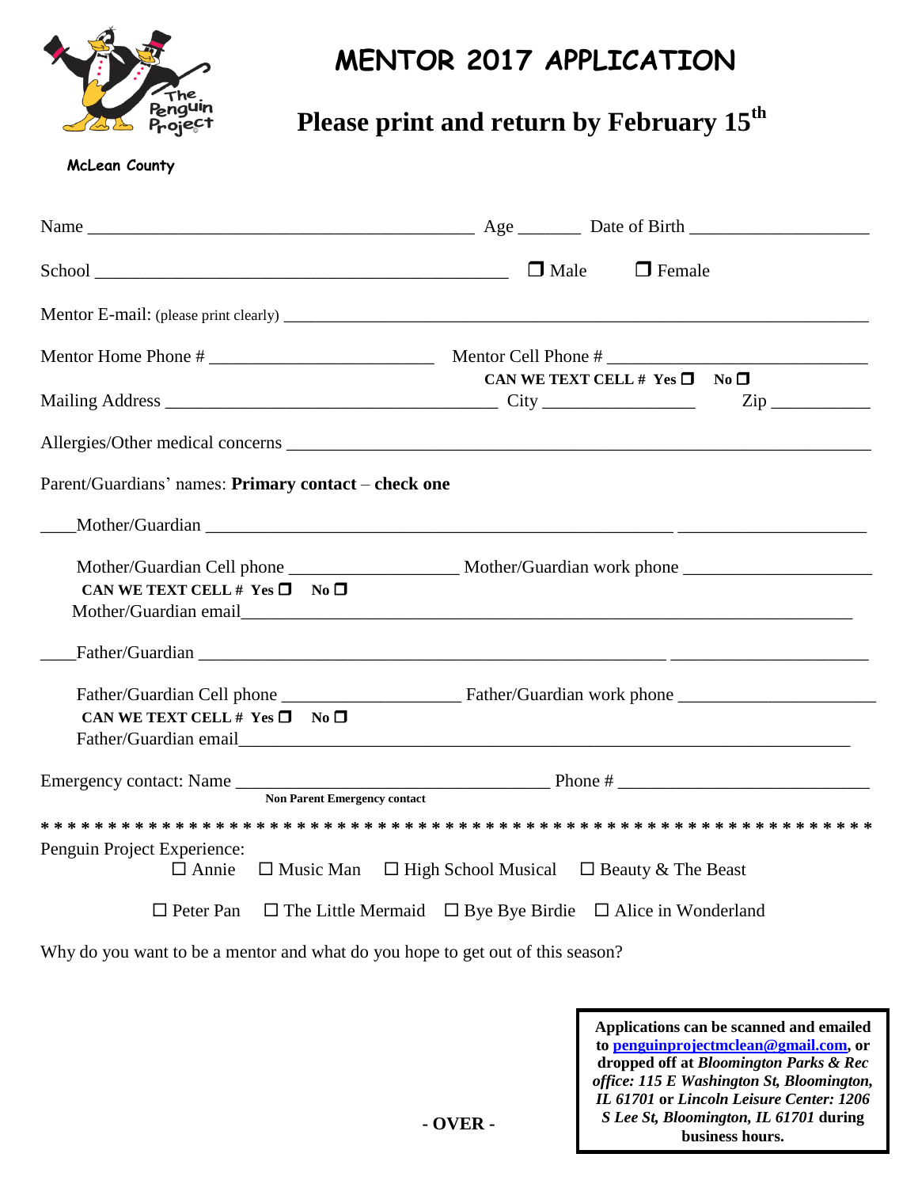The Penguin Project

McLean County

# MENTOR 2017 APPLICATION

## Please print and return by February 15th

Name ___________________________________________ Age _______ Date of Birth ____________________

School _______________________________________________ ☐ Male ☐ Female

Mentor E-mail: (please print clearly) ________________________________________________________________

Mentor Home Phone # _________________________ Mentor Cell Phone # ____________________________

**CAN WE TEXT CELL # Yes ☐ No ☐**

Mailing Address _____________________________________ City _________________ Zip ___________

Allergies/Other medical concerns ____________________________________________________________

Parent/Guardians' names: **Primary contact** – **check one**

____Mother/Guardian _____________________________________________________ ______________________

Mother/Guardian Cell phone __________________ Mother/Guardian work phone ____________________

**CAN WE TEXT CELL # Yes ☐ No ☐**

Mother/Guardian email______________________________________________________________________

____Father/Guardian _____________________________________________________ ______________________

Father/Guardian Cell phone ___________________ Father/Guardian work phone _____________________

**CAN WE TEXT CELL # Yes ☐ No ☐**

Father/Guardian email______________________________________________________________________

Emergency contact: Name ____________________________________ Phone # ___________________________

**Non Parent Emergency contact**

* * * * * * * * * * * * * * * * * * * * * * * * * * * * * * * * * * * * * * * * * * * * * * * * * * * * * * * * * * *

Penguin Project Experience:

☐ Annie ☐ Music Man ☐ High School Musical ☐ Beauty & The Beast

☐ Peter Pan ☐ The Little Mermaid ☐ Bye Bye Birdie ☐ Alice in Wonderland

Why do you want to be a mentor and what do you hope to get out of this season?

**- OVER -**

**Applications can be scanned and emailed to penguinprojectmclean@gmail.com, or dropped off at *Bloomington Parks & Rec office: 115 E Washington St, Bloomington, IL 61701* or *Lincoln Leisure Center: 1206 S Lee St, Bloomington, IL 61701* during business hours.**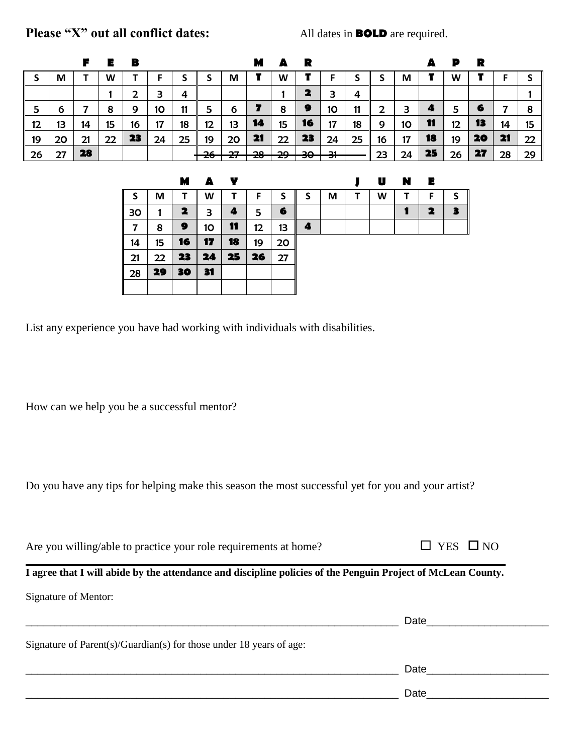**Please "X" out all conflict dates:** All dates in **BOLD** are required.

| FEB | | | | | | | MAR | | | | | | | APR | | | | | | |
|---|---|---|---|---|---|---|---|---|---|---|---|---|---|---|---|---|---|---|---|---|
| S | M | T | W | T | F | S | S | M | **T** | W | **T** | F | S | S | M | **T** | W | **T** | F | S |
| | | | 1 | 2 | 3 | 4 | | | | 1 | **2** | 3 | 4 | | | | | | | 1 |
| 5 | 6 | 7 | 8 | 9 | 10 | 11 | 5 | 6 | **7** | 8 | **9** | 10 | 11 | 2 | 3 | **4** | 5 | **6** | 7 | 8 |
| 12 | 13 | 14 | 15 | 16 | 17 | 18 | 12 | 13 | **14** | 15 | **16** | 17 | 18 | 9 | 10 | **11** | 12 | **13** | 14 | 15 |
| 19 | 20 | 21 | 22 | **23** | 24 | 25 | 19 | 20 | **21** | 22 | **23** | 24 | 25 | 16 | 17 | **18** | 19 | **20** | **21** | 22 |
| 26 | 27 | **28** | | | | | ~~26~~ | ~~27~~ | ~~28~~ | ~~29~~ | ~~30~~ | ~~31~~ | | 23 | 24 | **25** | 26 | **27** | 28 | 29 |

| MAY | | | | | | | JUNE | | | | | | |
|---|---|---|---|---|---|---|---|---|---|---|---|---|---|
| S | M | T | W | T | F | S | S | M | T | W | T | F | S |
| 30 | 1 | **2** | 3 | **4** | 5 | **6** | | | | | **1** | **2** | **3** |
| 7 | 8 | **9** | 10 | **11** | 12 | 13 | **4** | | | | | | |
| 14 | 15 | **16** | **17** | **18** | 19 | 20 | | | | | | | |
| 21 | 22 | **23** | **24** | **25** | **26** | 27 | | | | | | | |
| 28 | **29** | **30** | **31** | | | | | | | | | | |
| | | | | | | | | | | | | | |

List any experience you have had working with individuals with disabilities.

How can we help you be a successful mentor?

Do you have any tips for helping make this season the most successful yet for you and your artist?

Are you willing/able to practice your role requirements at home? ☐ YES ☐ NO

---

**I agree that I will abide by the attendance and discipline policies of the Penguin Project of McLean County.**

Signature of Mentor:

______________________________________________ Date____________________

Signature of Parent(s)/Guardian(s) for those under 18 years of age:

______________________________________________ Date____________________

______________________________________________ Date____________________